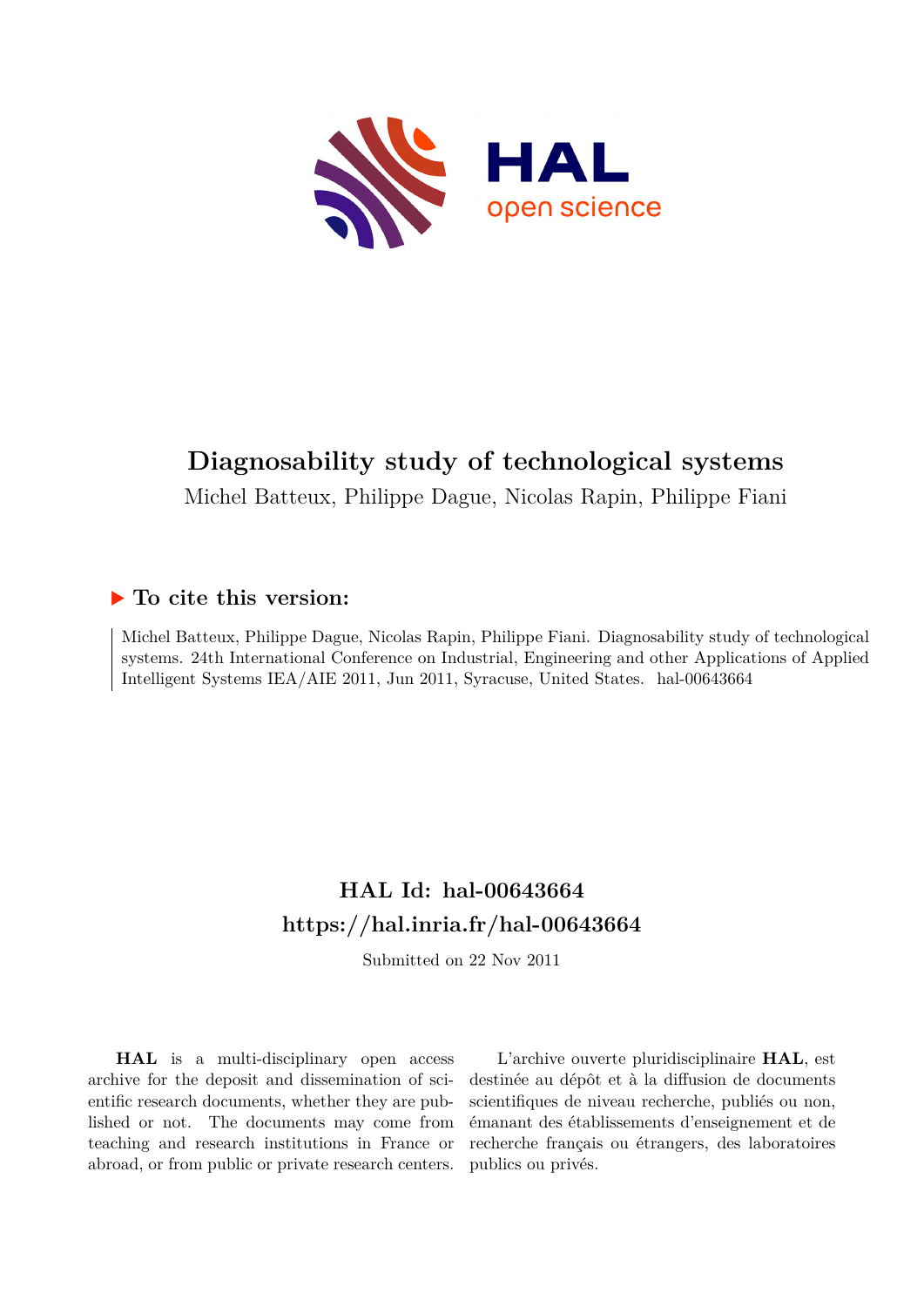# Diagnosability study of technological systems

Michel Batteux, Philippe Dague, Nicolas Rapin, Philippe Fiani

## ▶ To cite this version:

Michel Batteux, Philippe Dague, Nicolas Rapin, Philippe Fiani. Diagnosability study of technological systems. 24th International Conference on Industrial, Engineering and other Applications of Applied Intelligent Systems IEA/AIE 2011, Jun 2011, Syracuse, United States. hal-00643664

## HAL Id: hal-00643664
## https://hal.inria.fr/hal-00643664

Submitted on 22 Nov 2011

**HAL** is a multi-disciplinary open access archive for the deposit and dissemination of scientific research documents, whether they are published or not. The documents may come from teaching and research institutions in France or abroad, or from public or private research centers.

L'archive ouverte pluridisciplinaire **HAL**, est destinée au dépôt et à la diffusion de documents scientifiques de niveau recherche, publiés ou non, émanant des établissements d'enseignement et de recherche français ou étrangers, des laboratoires publics ou privés.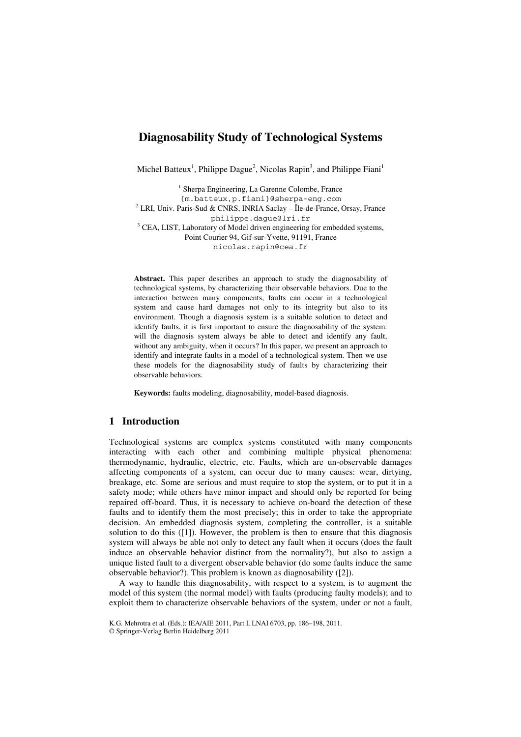# Diagnosability Study of Technological Systems

Michel Batteux[1], Philippe Dague[2], Nicolas Rapin[3], and Philippe Fiani[1]

[1] Sherpa Engineering, La Garenne Colombe, France
{m.batteux,p.fiani}@sherpa-eng.com
[2] LRI, Univ. Paris-Sud & CNRS, INRIA Saclay – Île-de-France, Orsay, France
philippe.dague@lri.fr
[3] CEA, LIST, Laboratory of Model driven engineering for embedded systems, Point Courier 94, Gif-sur-Yvette, 91191, France
nicolas.rapin@cea.fr

**Abstract.** This paper describes an approach to study the diagnosability of technological systems, by characterizing their observable behaviors. Due to the interaction between many components, faults can occur in a technological system and cause hard damages not only to its integrity but also to its environment. Though a diagnosis system is a suitable solution to detect and identify faults, it is first important to ensure the diagnosability of the system: will the diagnosis system always be able to detect and identify any fault, without any ambiguity, when it occurs? In this paper, we present an approach to identify and integrate faults in a model of a technological system. Then we use these models for the diagnosability study of faults by characterizing their observable behaviors.

**Keywords:** faults modeling, diagnosability, model-based diagnosis.

## 1 Introduction

Technological systems are complex systems constituted with many components interacting with each other and combining multiple physical phenomena: thermodynamic, hydraulic, electric, etc. Faults, which are un-observable damages affecting components of a system, can occur due to many causes: wear, dirtying, breakage, etc. Some are serious and must require to stop the system, or to put it in a safety mode; while others have minor impact and should only be reported for being repaired off-board. Thus, it is necessary to achieve on-board the detection of these faults and to identify them the most precisely; this in order to take the appropriate decision. An embedded diagnosis system, completing the controller, is a suitable solution to do this ([1]). However, the problem is then to ensure that this diagnosis system will always be able not only to detect any fault when it occurs (does the fault induce an observable behavior distinct from the normality?), but also to assign a unique listed fault to a divergent observable behavior (do some faults induce the same observable behavior?). This problem is known as diagnosability ([2]).

A way to handle this diagnosability, with respect to a system, is to augment the model of this system (the normal model) with faults (producing faulty models); and to exploit them to characterize observable behaviors of the system, under or not a fault,

K.G. Mehrotra et al. (Eds.): IEA/AIE 2011, Part I, LNAI 6703, pp. 186–198, 2011.
© Springer-Verlag Berlin Heidelberg 2011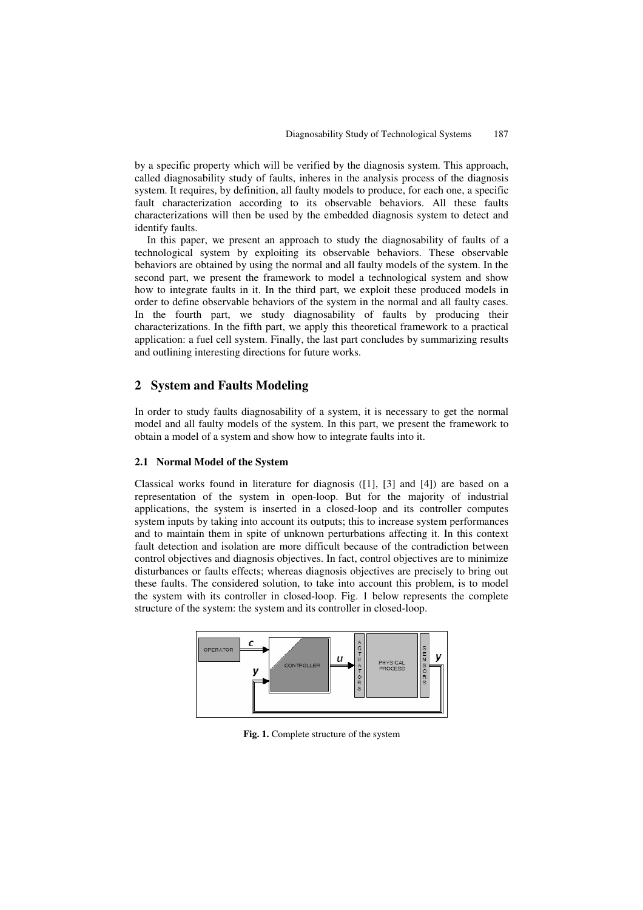by a specific property which will be verified by the diagnosis system. This approach, called diagnosability study of faults, inheres in the analysis process of the diagnosis system. It requires, by definition, all faulty models to produce, for each one, a specific fault characterization according to its observable behaviors. All these faults characterizations will then be used by the embedded diagnosis system to detect and identify faults.

In this paper, we present an approach to study the diagnosability of faults of a technological system by exploiting its observable behaviors. These observable behaviors are obtained by using the normal and all faulty models of the system. In the second part, we present the framework to model a technological system and show how to integrate faults in it. In the third part, we exploit these produced models in order to define observable behaviors of the system in the normal and all faulty cases. In the fourth part, we study diagnosability of faults by producing their characterizations. In the fifth part, we apply this theoretical framework to a practical application: a fuel cell system. Finally, the last part concludes by summarizing results and outlining interesting directions for future works.

## 2 System and Faults Modeling

In order to study faults diagnosability of a system, it is necessary to get the normal model and all faulty models of the system. In this part, we present the framework to obtain a model of a system and show how to integrate faults into it.

### 2.1 Normal Model of the System

Classical works found in literature for diagnosis ([1], [3] and [4]) are based on a representation of the system in open-loop. But for the majority of industrial applications, the system is inserted in a closed-loop and its controller computes system inputs by taking into account its outputs; this to increase system performances and to maintain them in spite of unknown perturbations affecting it. In this context fault detection and isolation are more difficult because of the contradiction between control objectives and diagnosis objectives. In fact, control objectives are to minimize disturbances or faults effects; whereas diagnosis objectives are precisely to bring out these faults. The considered solution, to take into account this problem, is to model the system with its controller in closed-loop. Fig. 1 below represents the complete structure of the system: the system and its controller in closed-loop.

OPERATOR

c

CONTROLLER

u

y

ACTUATORS

PHYSICAL PROCESS

SENSORS

y

**Fig. 1.** Complete structure of the system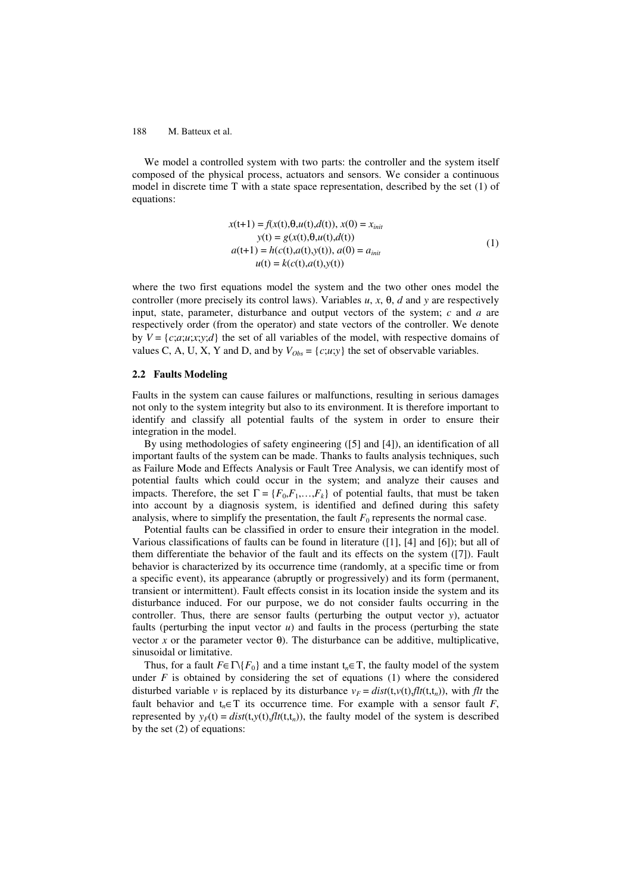We model a controlled system with two parts: the controller and the system itself composed of the physical process, actuators and sensors. We consider a continuous model in discrete time T with a state space representation, described by the set (1) of equations:

$$
\begin{aligned}
x(\mathrm{t}+1) &= f(x(\mathrm{t}),\theta,u(\mathrm{t}),d(\mathrm{t})),\ x(0) = x_{init} \\
y(\mathrm{t}) &= g(x(\mathrm{t}),\theta,u(\mathrm{t}),d(\mathrm{t})) \\
a(\mathrm{t}+1) &= h(c(\mathrm{t}),a(\mathrm{t}),y(\mathrm{t})),\ a(0) = a_{init} \\
u(\mathrm{t}) &= k(c(\mathrm{t}),a(\mathrm{t}),y(\mathrm{t}))
\end{aligned}
\tag{1}
$$

where the two first equations model the system and the two other ones model the controller (more precisely its control laws). Variables $u$, $x$, $\theta$, $d$ and $y$ are respectively input, state, parameter, disturbance and output vectors of the system; $c$ and $a$ are respectively order (from the operator) and state vectors of the controller. We denote by $V = \{c;a;u;x;y;d\}$ the set of all variables of the model, with respective domains of values C, A, U, X, Y and D, and by $V_{Obs} = \{c;u;y\}$ the set of observable variables.

### 2.2 Faults Modeling

Faults in the system can cause failures or malfunctions, resulting in serious damages not only to the system integrity but also to its environment. It is therefore important to identify and classify all potential faults of the system in order to ensure their integration in the model.

By using methodologies of safety engineering ([5] and [4]), an identification of all important faults of the system can be made. Thanks to faults analysis techniques, such as Failure Mode and Effects Analysis or Fault Tree Analysis, we can identify most of potential faults which could occur in the system; and analyze their causes and impacts. Therefore, the set $\Gamma = \{F_0,F_1,\ldots,F_k\}$ of potential faults, that must be taken into account by a diagnosis system, is identified and defined during this safety analysis, where to simplify the presentation, the fault $F_0$ represents the normal case.

Potential faults can be classified in order to ensure their integration in the model. Various classifications of faults can be found in literature ([1], [4] and [6]); but all of them differentiate the behavior of the fault and its effects on the system ([7]). Fault behavior is characterized by its occurrence time (randomly, at a specific time or from a specific event), its appearance (abruptly or progressively) and its form (permanent, transient or intermittent). Fault effects consist in its location inside the system and its disturbance induced. For our purpose, we do not consider faults occurring in the controller. Thus, there are sensor faults (perturbing the output vector $y$), actuator faults (perturbing the input vector $u$) and faults in the process (perturbing the state vector $x$ or the parameter vector $\theta$). The disturbance can be additive, multiplicative, sinusoidal or limitative.

Thus, for a fault $F \in \Gamma \backslash \{F_0\}$ and a time instant $\mathrm{t}_n \in \mathrm{T}$, the faulty model of the system under $F$ is obtained by considering the set of equations (1) where the considered disturbed variable $v$ is replaced by its disturbance $v_F = dist(\mathrm{t},v(\mathrm{t}),flt(\mathrm{t},\mathrm{t}_n))$, with $flt$ the fault behavior and $\mathrm{t}_n \in \mathrm{T}$ its occurrence time. For example with a sensor fault $F$, represented by $y_F(\mathrm{t}) = dist(\mathrm{t},y(\mathrm{t}),flt(\mathrm{t},\mathrm{t}_n))$, the faulty model of the system is described by the set (2) of equations: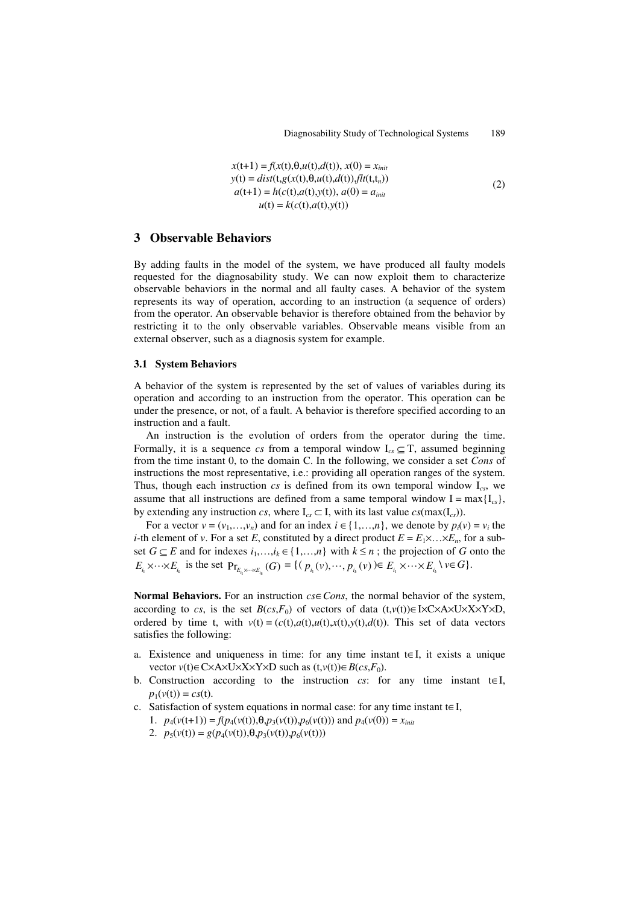$$
\begin{aligned}
x(\mathrm{t}+1) &= f(x(\mathrm{t}),\theta,u(\mathrm{t}),d(\mathrm{t})),\ x(0) = x_{init} \\
y(\mathrm{t}) &= dist(\mathrm{t},g(x(\mathrm{t}),\theta,u(\mathrm{t}),d(\mathrm{t})),flt(\mathrm{t},\mathrm{t}_n)) \\
a(\mathrm{t}+1) &= h(c(\mathrm{t}),a(\mathrm{t}),y(\mathrm{t})),\ a(0) = a_{init} \\
u(\mathrm{t}) &= k(c(\mathrm{t}),a(\mathrm{t}),y(\mathrm{t}))
\end{aligned} \tag{2}
$$

## 3 Observable Behaviors

By adding faults in the model of the system, we have produced all faulty models requested for the diagnosability study. We can now exploit them to characterize observable behaviors in the normal and all faulty cases. A behavior of the system represents its way of operation, according to an instruction (a sequence of orders) from the operator. An observable behavior is therefore obtained from the behavior by restricting it to the only observable variables. Observable means visible from an external observer, such as a diagnosis system for example.

### 3.1 System Behaviors

A behavior of the system is represented by the set of values of variables during its operation and according to an instruction from the operator. This operation can be under the presence, or not, of a fault. A behavior is therefore specified according to an instruction and a fault.

An instruction is the evolution of orders from the operator during the time. Formally, it is a sequence $cs$ from a temporal window $\mathrm{I}_{cs} \subseteq \mathrm{T}$, assumed beginning from the time instant 0, to the domain C. In the following, we consider a set *Cons* of instructions the most representative, i.e.: providing all operation ranges of the system. Thus, though each instruction $cs$ is defined from its own temporal window $\mathrm{I}_{cs}$, we assume that all instructions are defined from a same temporal window $\mathrm{I} = \max\{\mathrm{I}_{cs}\}$, by extending any instruction $cs$, where $\mathrm{I}_{cs} \subset \mathrm{I}$, with its last value $cs(\max(\mathrm{I}_{cs}))$.

For a vector $v = (v_1,\ldots,v_n)$ and for an index $i \in \{1,\ldots,n\}$, we denote by $p_i(v) = v_i$ the $i$-th element of $v$. For a set $E$, constituted by a direct product $E = E_1\times\ldots\times E_n$, for a subset $G \subseteq E$ and for indexes $i_1,\ldots,i_k \in \{1,\ldots,n\}$ with $k \leq n$ ; the projection of $G$ onto the $E_{i_1}\times\cdots\times E_{i_k}$ is the set $\mathrm{Pr}_{E_{i_1}\times\cdots\times E_{i_k}}(G) = \{(p_{i_1}(v),\cdots,p_{i_k}(v)) \in E_{i_1}\times\cdots\times E_{i_k} \setminus v \in G\}$.

**Normal Behaviors.** For an instruction $cs \in Cons$, the normal behavior of the system, according to $cs$, is the set $B(cs,F_0)$ of vectors of data $(\mathrm{t},v(\mathrm{t})) \in \mathrm{I}\times\mathrm{C}\times\mathrm{A}\times\mathrm{U}\times\mathrm{X}\times\mathrm{Y}\times\mathrm{D}$, ordered by time t, with $v(\mathrm{t}) = (c(\mathrm{t}),a(\mathrm{t}),u(\mathrm{t}),x(\mathrm{t}),y(\mathrm{t}),d(\mathrm{t}))$. This set of data vectors satisfies the following:

a. Existence and uniqueness in time: for any time instant $\mathrm{t} \in \mathrm{I}$, it exists a unique vector $v(\mathrm{t}) \in \mathrm{C}\times\mathrm{A}\times\mathrm{U}\times\mathrm{X}\times\mathrm{Y}\times\mathrm{D}$ such as $(\mathrm{t},v(\mathrm{t})) \in B(cs,F_0)$.
b. Construction according to the instruction $cs$: for any time instant $\mathrm{t} \in \mathrm{I}$, $p_1(v(\mathrm{t})) = cs(\mathrm{t})$.
c. Satisfaction of system equations in normal case: for any time instant $\mathrm{t} \in \mathrm{I}$,
   1. $p_4(v(\mathrm{t}+1)) = f(p_4(v(\mathrm{t})),\theta,p_3(v(\mathrm{t})),p_6(v(\mathrm{t})))$ and $p_4(v(0)) = x_{init}$
   2. $p_5(v(\mathrm{t})) = g(p_4(v(\mathrm{t})),\theta,p_3(v(\mathrm{t})),p_6(v(\mathrm{t})))$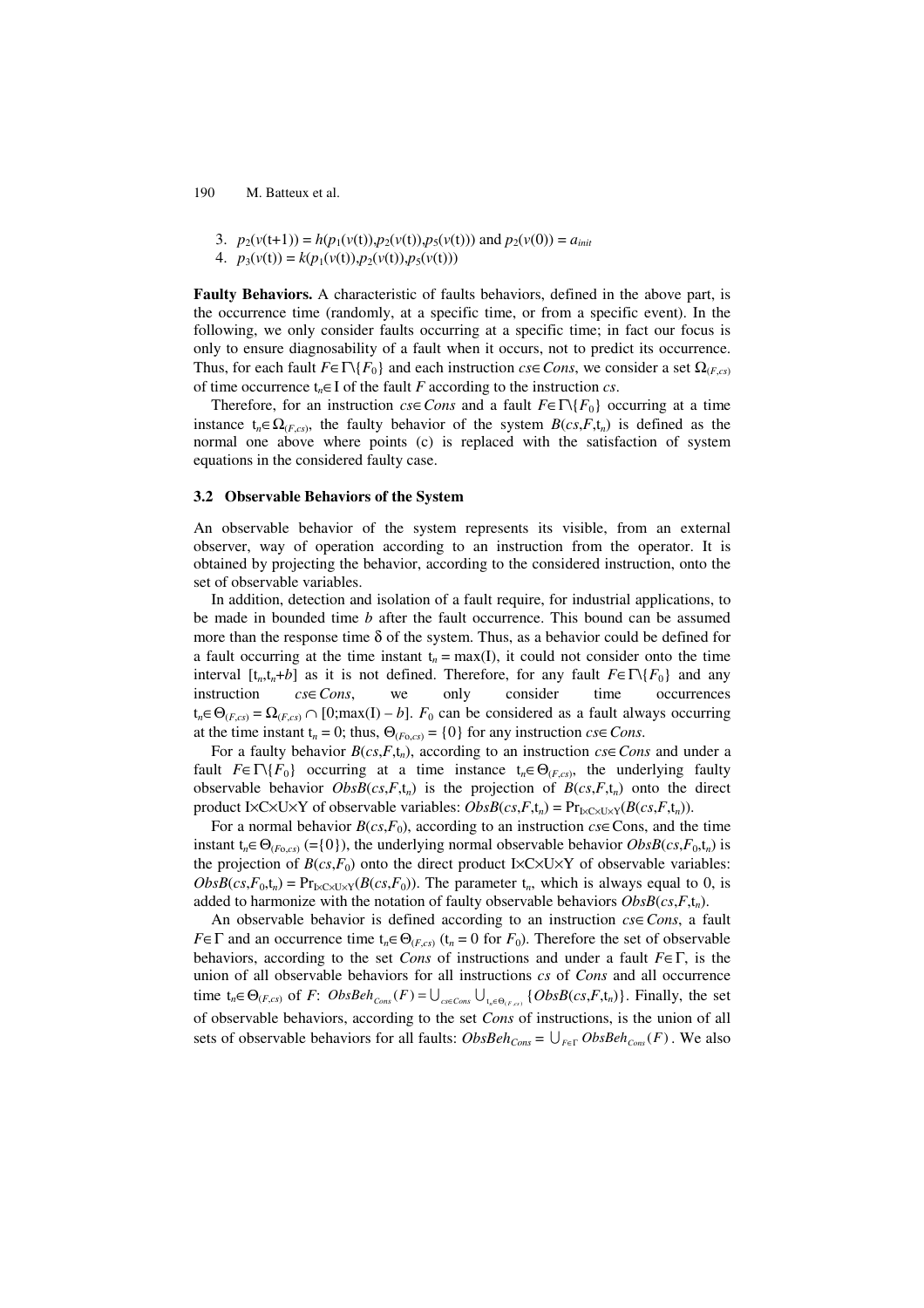3. $p_2(v(t+1)) = h(p_1(v(t)),p_2(v(t)),p_5(v(t)))$ and $p_2(v(0)) = a_{init}$
4. $p_3(v(t)) = k(p_1(v(t)),p_2(v(t)),p_5(v(t)))$

**Faulty Behaviors.** A characteristic of faults behaviors, defined in the above part, is the occurrence time (randomly, at a specific time, or from a specific event). In the following, we only consider faults occurring at a specific time; in fact our focus is only to ensure diagnosability of a fault when it occurs, not to predict its occurrence. Thus, for each fault $F \in \Gamma \backslash \{F_0\}$ and each instruction $cs \in Cons$, we consider a set $\Omega_{(F,cs)}$ of time occurrence $t_n \in I$ of the fault $F$ according to the instruction $cs$.

Therefore, for an instruction $cs \in Cons$ and a fault $F \in \Gamma \backslash \{F_0\}$ occurring at a time instance $t_n \in \Omega_{(F,cs)}$, the faulty behavior of the system $B(cs,F,t_n)$ is defined as the normal one above where points (c) is replaced with the satisfaction of system equations in the considered faulty case.

### 3.2 Observable Behaviors of the System

An observable behavior of the system represents its visible, from an external observer, way of operation according to an instruction from the operator. It is obtained by projecting the behavior, according to the considered instruction, onto the set of observable variables.

In addition, detection and isolation of a fault require, for industrial applications, to be made in bounded time $b$ after the fault occurrence. This bound can be assumed more than the response time $\delta$ of the system. Thus, as a behavior could be defined for a fault occurring at the time instant $t_n = \max(I)$, it could not consider onto the time interval $[t_n,t_n+b]$ as it is not defined. Therefore, for any fault $F \in \Gamma \backslash \{F_0\}$ and any instruction $cs \in Cons$, we only consider time occurrences $t_n \in \Theta_{(F,cs)} = \Omega_{(F,cs)} \cap [0;\max(I) - b]$. $F_0$ can be considered as a fault always occurring at the time instant $t_n = 0$; thus, $\Theta_{(F_0,cs)} = \{0\}$ for any instruction $cs \in Cons$.

For a faulty behavior $B(cs,F,t_n)$, according to an instruction $cs \in Cons$ and under a fault $F \in \Gamma \backslash \{F_0\}$ occurring at a time instance $t_n \in \Theta_{(F,cs)}$, the underlying faulty observable behavior $ObsB(cs,F,t_n)$ is the projection of $B(cs,F,t_n)$ onto the direct product $I \times C \times U \times Y$ of observable variables: $ObsB(cs,F,t_n) = Pr_{I \times C \times U \times Y}(B(cs,F,t_n))$.

For a normal behavior $B(cs,F_0)$, according to an instruction $cs \in$ Cons, and the time instant $t_n \in \Theta_{(F_0,cs)}$ $(=\{0\})$, the underlying normal observable behavior $ObsB(cs,F_0,t_n)$ is the projection of $B(cs,F_0)$ onto the direct product $I \times C \times U \times Y$ of observable variables: $ObsB(cs,F_0,t_n) = Pr_{I \times C \times U \times Y}(B(cs,F_0))$. The parameter $t_n$, which is always equal to 0, is added to harmonize with the notation of faulty observable behaviors $ObsB(cs,F,t_n)$.

An observable behavior is defined according to an instruction $cs \in Cons$, a fault $F \in \Gamma$ and an occurrence time $t_n \in \Theta_{(F,cs)}$ ($t_n = 0$ for $F_0$). Therefore the set of observable behaviors, according to the set $Cons$ of instructions and under a fault $F \in \Gamma$, is the union of all observable behaviors for all instructions $cs$ of $Cons$ and all occurrence time $t_n \in \Theta_{(F,cs)}$ of $F$: $ObsBeh_{Cons}(F) = \bigcup_{cs \in Cons} \bigcup_{t_n \in \Theta_{(F,cs)}} \{ObsB(cs,F,t_n)\}$. Finally, the set of observable behaviors, according to the set $Cons$ of instructions, is the union of all sets of observable behaviors for all faults: $ObsBeh_{Cons} = \bigcup_{F \in \Gamma} ObsBeh_{Cons}(F)$. We also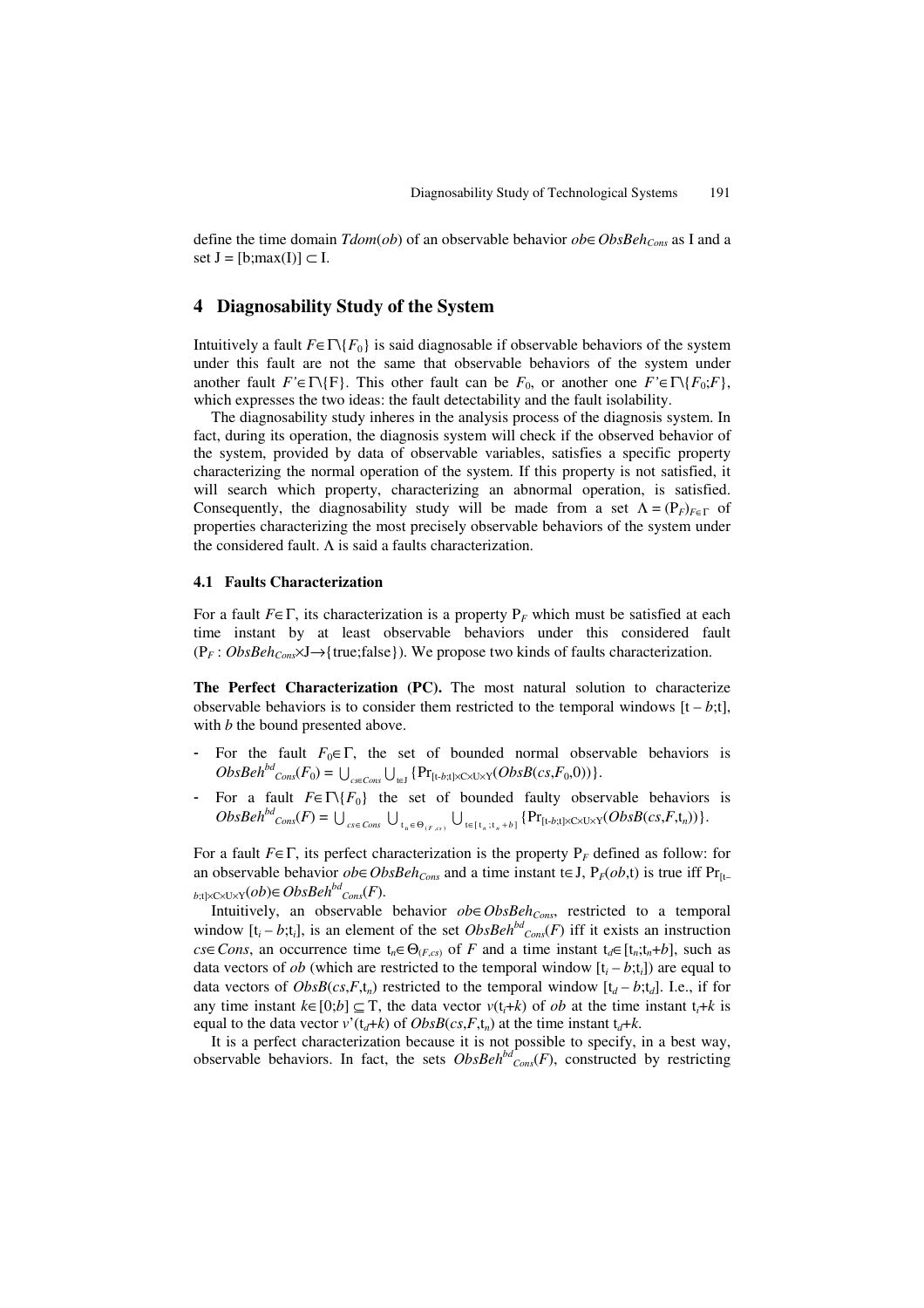define the time domain $Tdom(ob)$ of an observable behavior $ob \in ObsBeh_{Cons}$ as I and a set $J = [b;\max(I)] \subset I$.

## 4 Diagnosability Study of the System

Intuitively a fault $F \in \Gamma \backslash \{F_0\}$ is said diagnosable if observable behaviors of the system under this fault are not the same that observable behaviors of the system under another fault $F' \in \Gamma \backslash \{F\}$. This other fault can be $F_0$, or another one $F' \in \Gamma \backslash \{F_0;F\}$, which expresses the two ideas: the fault detectability and the fault isolability.

The diagnosability study inheres in the analysis process of the diagnosis system. In fact, during its operation, the diagnosis system will check if the observed behavior of the system, provided by data of observable variables, satisfies a specific property characterizing the normal operation of the system. If this property is not satisfied, it will search which property, characterizing an abnormal operation, is satisfied. Consequently, the diagnosability study will be made from a set $\Lambda = (P_F)_{F \in \Gamma}$ of properties characterizing the most precisely observable behaviors of the system under the considered fault. $\Lambda$ is said a faults characterization.

### 4.1 Faults Characterization

For a fault $F \in \Gamma$, its characterization is a property $P_F$ which must be satisfied at each time instant by at least observable behaviors under this considered fault ($P_F : ObsBeh_{Cons} \times J \rightarrow \{\text{true};\text{false}\}$). We propose two kinds of faults characterization.

**The Perfect Characterization (PC).** The most natural solution to characterize observable behaviors is to consider them restricted to the temporal windows $[t - b;t]$, with $b$ the bound presented above.

- For the fault $F_0 \in \Gamma$, the set of bounded normal observable behaviors is $ObsBeh^{bd}_{Cons}(F_0) = \bigcup_{cs \in Cons} \bigcup_{t \in J} \{\Pr_{[t-b;t] \times C \times U \times Y}(ObsB(cs,F_0,0))\}$.
- For a fault $F \in \Gamma \backslash \{F_0\}$ the set of bounded faulty observable behaviors is $ObsBeh^{bd}_{Cons}(F) = \bigcup_{cs \in Cons} \bigcup_{t_n \in \Theta_{(F,cs)}} \bigcup_{t \in [t_n;t_n+b]} \{\Pr_{[t-b;t] \times C \times U \times Y}(ObsB(cs,F,t_n))\}$.

For a fault $F \in \Gamma$, its perfect characterization is the property $P_F$ defined as follow: for an observable behavior $ob \in ObsBeh_{Cons}$ and a time instant $t \in J$, $P_F(ob,t)$ is true iff $\Pr_{[t-b;t] \times C \times U \times Y}(ob) \in ObsBeh^{bd}_{Cons}(F)$.

Intuitively, an observable behavior $ob \in ObsBeh_{Cons}$, restricted to a temporal window $[t_i - b;t_i]$, is an element of the set $ObsBeh^{bd}_{Cons}(F)$ iff it exists an instruction $cs \in Cons$, an occurrence time $t_n \in \Theta_{(F,cs)}$ of $F$ and a time instant $t_d \in [t_n;t_n+b]$, such as data vectors of $ob$ (which are restricted to the temporal window $[t_i - b;t_i]$) are equal to data vectors of $ObsB(cs,F,t_n)$ restricted to the temporal window $[t_d - b;t_d]$. I.e., if for any time instant $k \in [0;b] \subseteq T$, the data vector $v(t_i+k)$ of $ob$ at the time instant $t_i+k$ is equal to the data vector $v'(t_d+k)$ of $ObsB(cs,F,t_n)$ at the time instant $t_d+k$.

It is a perfect characterization because it is not possible to specify, in a best way, observable behaviors. In fact, the sets $ObsBeh^{bd}_{Cons}(F)$, constructed by restricting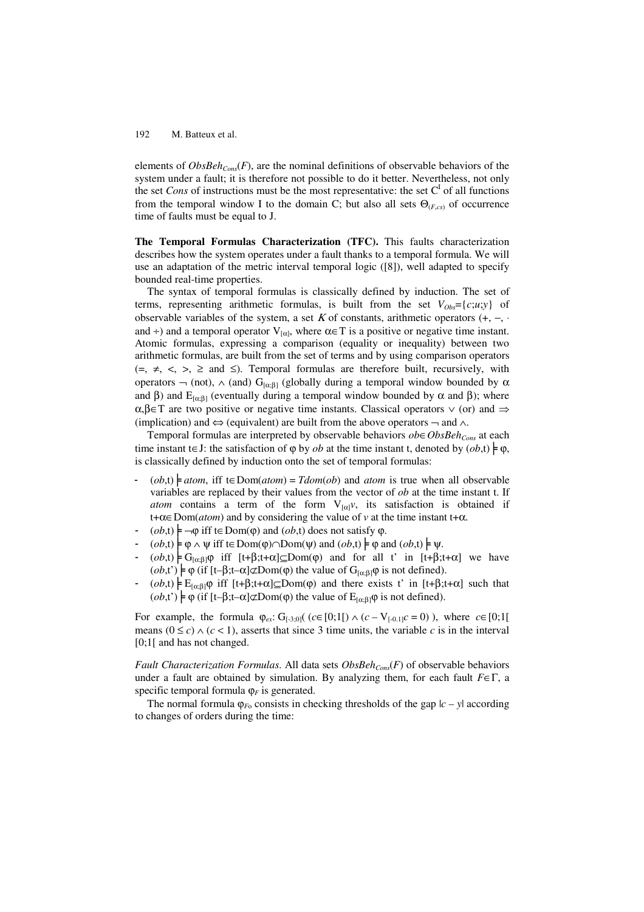elements of $ObsBeh_{Cons}(F)$, are the nominal definitions of observable behaviors of the system under a fault; it is therefore not possible to do it better. Nevertheless, not only the set *Cons* of instructions must be the most representative: the set $C^I$ of all functions from the temporal window I to the domain C; but also all sets $\Theta_{(F,cs)}$ of occurrence time of faults must be equal to J.

**The Temporal Formulas Characterization (TFC).** This faults characterization describes how the system operates under a fault thanks to a temporal formula. We will use an adaptation of the metric interval temporal logic ([8]), well adapted to specify bounded real-time properties.

The syntax of temporal formulas is classically defined by induction. The set of terms, representing arithmetic formulas, is built from the set $V_{Obs}=\{c;u;y\}$ of observable variables of the system, a set $K$ of constants, arithmetic operators (+, –, · and ÷) and a temporal operator $V_{[\alpha]}$, where $\alpha \in T$ is a positive or negative time instant. Atomic formulas, expressing a comparison (equality or inequality) between two arithmetic formulas, are built from the set of terms and by using comparison operators (=, ≠, <, >, ≥ and ≤). Temporal formulas are therefore built, recursively, with operators ¬ (not), ∧ (and) $G_{[\alpha;\beta]}$ (globally during a temporal window bounded by $\alpha$ and $\beta$) and $E_{[\alpha;\beta]}$ (eventually during a temporal window bounded by $\alpha$ and $\beta$); where $\alpha,\beta \in T$ are two positive or negative time instants. Classical operators ∨ (or) and ⇒ (implication) and ⇔ (equivalent) are built from the above operators ¬ and ∧.

Temporal formulas are interpreted by observable behaviors $ob \in ObsBeh_{Cons}$ at each time instant t∈J: the satisfaction of φ by *ob* at the time instant t, denoted by $(ob,t) \models \varphi$, is classically defined by induction onto the set of temporal formulas:

- $(ob,t) \models atom$, iff $t \in Dom(atom) = Tdom(ob)$ and *atom* is true when all observable variables are replaced by their values from the vector of *ob* at the time instant t. If *atom* contains a term of the form $V_{[\alpha]}v$, its satisfaction is obtained if $t+\alpha \in Dom(atom)$ and by considering the value of $v$ at the time instant t+α.
- $(ob,t) \models \neg\varphi$ iff $t \in Dom(\varphi)$ and $(ob,t)$ does not satisfy φ.
- $(ob,t) \models \varphi \wedge \psi$ iff $t \in Dom(\varphi) \cap Dom(\psi)$ and $(ob,t) \models \varphi$ and $(ob,t) \models \psi$.
- $(ob,t) \models G_{[\alpha;\beta]}\varphi$ iff $[t+\beta;t+\alpha] \subseteq Dom(\varphi)$ and for all t' in $[t+\beta;t+\alpha]$ we have $(ob,t') \models \varphi$ (if $[t-\beta;t-\alpha] \not\subset Dom(\varphi)$ the value of $G_{[\alpha;\beta]}\varphi$ is not defined).
- $(ob,t) \models E_{[\alpha;\beta]}\varphi$ iff $[t+\beta;t+\alpha] \subseteq Dom(\varphi)$ and there exists t' in $[t+\beta;t+\alpha]$ such that $(ob,t') \models \varphi$ (if $[t-\beta;t-\alpha] \not\subset Dom(\varphi)$ the value of $E_{[\alpha;\beta]}\varphi$ is not defined).

For example, the formula $\varphi_{ex}$: $G_{[-3;0]}( (c \in [0;1[) \wedge (c - V_{[-0.1]}c = 0) )$, where $c \in [0;1[$ means $(0 \le c) \wedge (c < 1)$, asserts that since 3 time units, the variable $c$ is in the interval [0;1[ and has not changed.

*Fault Characterization Formulas.* All data sets $ObsBeh_{Cons}(F)$ of observable behaviors under a fault are obtained by simulation. By analyzing them, for each fault $F \in \Gamma$, a specific temporal formula $\varphi_F$ is generated.

The normal formula $\varphi_{Fo}$ consists in checking thresholds of the gap $|c - y|$ according to changes of orders during the time: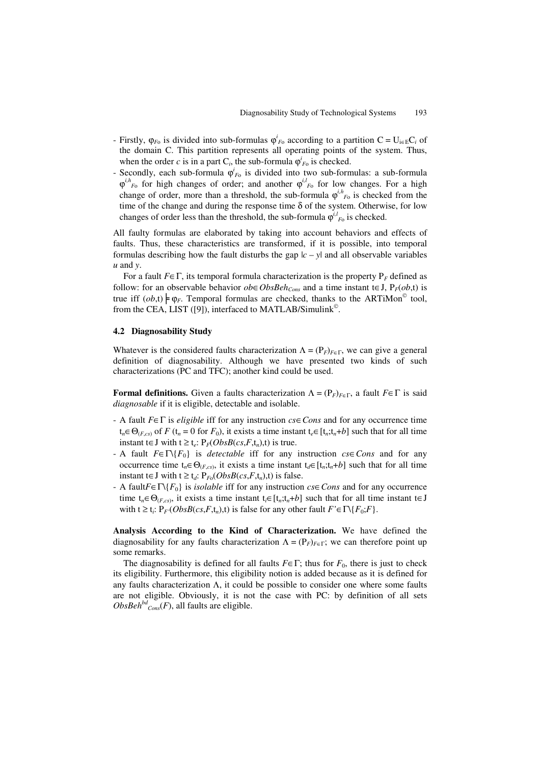- Firstly, $\varphi_{F_0}$ is divided into sub-formulas $\varphi^i_{F_0}$ according to a partition $C = \cup_{i\in E} C_i$ of the domain C. This partition represents all operating points of the system. Thus, when the order $c$ is in a part $C_i$, the sub-formula $\varphi^i_{F_0}$ is checked.
- Secondly, each sub-formula $\varphi^i_{F_0}$ is divided into two sub-formulas: a sub-formula $\varphi^{i,h}_{F_0}$ for high changes of order; and another $\varphi^{i,l}_{F_0}$ for low changes. For a high change of order, more than a threshold, the sub-formula $\varphi^{i,h}_{F_0}$ is checked from the time of the change and during the response time $\delta$ of the system. Otherwise, for low changes of order less than the threshold, the sub-formula $\varphi^{i,l}_{F_0}$ is checked.

All faulty formulas are elaborated by taking into account behaviors and effects of faults. Thus, these characteristics are transformed, if it is possible, into temporal formulas describing how the fault disturbs the gap $|c - y|$ and all observable variables $u$ and $y$.

For a fault $F \in \Gamma$, its temporal formula characterization is the property $P_F$ defined as follow: for an observable behavior $ob \in ObsBeh_{Cons}$ and a time instant $t \in J$, $P_F(ob,t)$ is true iff $(ob,t) \models \varphi_F$. Temporal formulas are checked, thanks to the ARTiMon© tool, from the CEA, LIST ([9]), interfaced to MATLAB/Simulink©.

### 4.2 Diagnosability Study

Whatever is the considered faults characterization $\Lambda = (P_F)_{F\in\Gamma}$, we can give a general definition of diagnosability. Although we have presented two kinds of such characterizations (PC and TFC); another kind could be used.

**Formal definitions.** Given a faults characterization $\Lambda = (P_F)_{F\in\Gamma}$, a fault $F \in \Gamma$ is said *diagnosable* if it is eligible, detectable and isolable.

- A fault $F \in \Gamma$ is *eligible* iff for any instruction $cs \in Cons$ and for any occurrence time $t_n \in \Theta_{(F,cs)}$ of $F$ ($t_n = 0$ for $F_0$), it exists a time instant $t_e \in [t_n;t_n+b]$ such that for all time instant $t \in J$ with $t \geq t_e$: $P_F(ObsB(cs,F,t_n),t)$ is true.
- A fault $F \in \Gamma \setminus \{F_0\}$ is *detectable* iff for any instruction $cs \in Cons$ and for any occurrence time $t_n \in \Theta_{(F,cs)}$, it exists a time instant $t_d \in [t_n;t_n+b]$ such that for all time instant $t \in J$ with $t \geq t_d$: $P_{F_0}(ObsB(cs,F,t_n),t)$ is false.
- A fault $F \in \Gamma \setminus \{F_0\}$ is *isolable* iff for any instruction $cs \in Cons$ and for any occurrence time $t_n \in \Theta_{(F,cs)}$, it exists a time instant $t_i \in [t_n;t_n+b]$ such that for all time instant $t \in J$ with $t \geq t_i$: $P_{F'}(ObsB(cs,F,t_n),t)$ is false for any other fault $F' \in \Gamma \setminus \{F_0;F\}$.

**Analysis According to the Kind of Characterization.** We have defined the diagnosability for any faults characterization $\Lambda = (P_F)_{F\in\Gamma}$; we can therefore point up some remarks.

The diagnosability is defined for all faults $F \in \Gamma$; thus for $F_0$, there is just to check its eligibility. Furthermore, this eligibility notion is added because as it is defined for any faults characterization $\Lambda$, it could be possible to consider one where some faults are not eligible. Obviously, it is not the case with PC: by definition of all sets $ObsBeh^{bd}_{Cons}(F)$, all faults are eligible.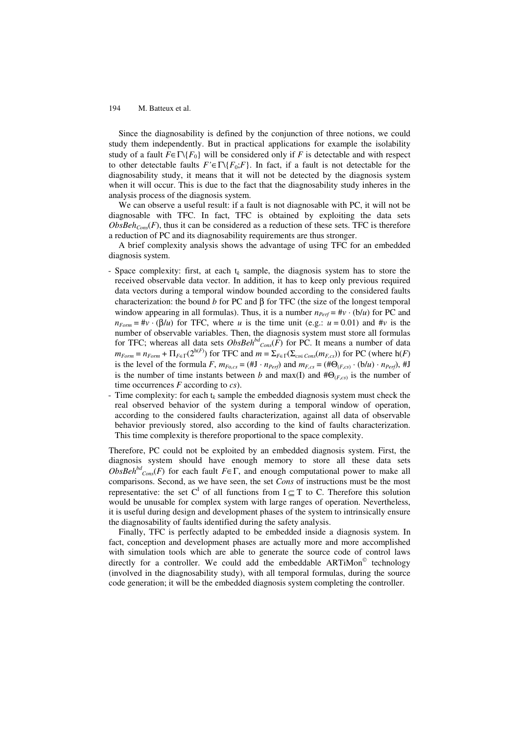Since the diagnosability is defined by the conjunction of three notions, we could study them independently. But in practical applications for example the isolability study of a fault $F \in \Gamma \backslash \{F_0\}$ will be considered only if $F$ is detectable and with respect to other detectable faults $F' \in \Gamma \backslash \{F_0;F\}$. In fact, if a fault is not detectable for the diagnosability study, it means that it will not be detected by the diagnosis system when it will occur. This is due to the fact that the diagnosability study inheres in the analysis process of the diagnosis system.

We can observe a useful result: if a fault is not diagnosable with PC, it will not be diagnosable with TFC. In fact, TFC is obtained by exploiting the data sets $ObsBeh_{Cons}(F)$, thus it can be considered as a reduction of these sets. TFC is therefore a reduction of PC and its diagnosability requirements are thus stronger.

A brief complexity analysis shows the advantage of using TFC for an embedded diagnosis system.

- Space complexity: first, at each $t_k$ sample, the diagnosis system has to store the received observable data vector. In addition, it has to keep only previous required data vectors during a temporal window bounded according to the considered faults characterization: the bound $b$ for PC and $\beta$ for TFC (the size of the longest temporal window appearing in all formulas). Thus, it is a number $n_{Perf} = \#v \cdot (b/u)$ for PC and $n_{Form} = \#v \cdot (\beta/u)$ for TFC, where $u$ is the time unit (e.g.: $u = 0.01$) and $\#v$ is the number of observable variables. Then, the diagnosis system must store all formulas for TFC; whereas all data sets $ObsBeh^{bd}_{Cons}(F)$ for PC. It means a number of data $m_{Form} = n_{Form} + \Pi_{F\in\Gamma}(2^{h(F)})$ for TFC and $m = \Sigma_{F\in\Gamma}(\Sigma_{cs\in Cons}(m_{F,cs}))$ for PC (where h($F$) is the level of the formula $F$, $m_{F0,cs} = (\#J \cdot n_{Perf})$ and $m_{F,cs} = (\#\Theta_{(F,cs)} \cdot (b/u) \cdot n_{Perf})$, #J is the number of time instants between $b$ and max(I) and $\#\Theta_{(F,cs)}$ is the number of time occurrences $F$ according to $cs$).
- Time complexity: for each $t_k$ sample the embedded diagnosis system must check the real observed behavior of the system during a temporal window of operation, according to the considered faults characterization, against all data of observable behavior previously stored, also according to the kind of faults characterization. This time complexity is therefore proportional to the space complexity.

Therefore, PC could not be exploited by an embedded diagnosis system. First, the diagnosis system should have enough memory to store all these data sets $ObsBeh^{bd}_{Cons}(F)$ for each fault $F\in\Gamma$, and enough computational power to make all comparisons. Second, as we have seen, the set *Cons* of instructions must be the most representative: the set $C^I$ of all functions from $I \subseteq T$ to C. Therefore this solution would be unusable for complex system with large ranges of operation. Nevertheless, it is useful during design and development phases of the system to intrinsically ensure the diagnosability of faults identified during the safety analysis.

Finally, TFC is perfectly adapted to be embedded inside a diagnosis system. In fact, conception and development phases are actually more and more accomplished with simulation tools which are able to generate the source code of control laws directly for a controller. We could add the embeddable ARTiMon© technology (involved in the diagnosability study), with all temporal formulas, during the source code generation; it will be the embedded diagnosis system completing the controller.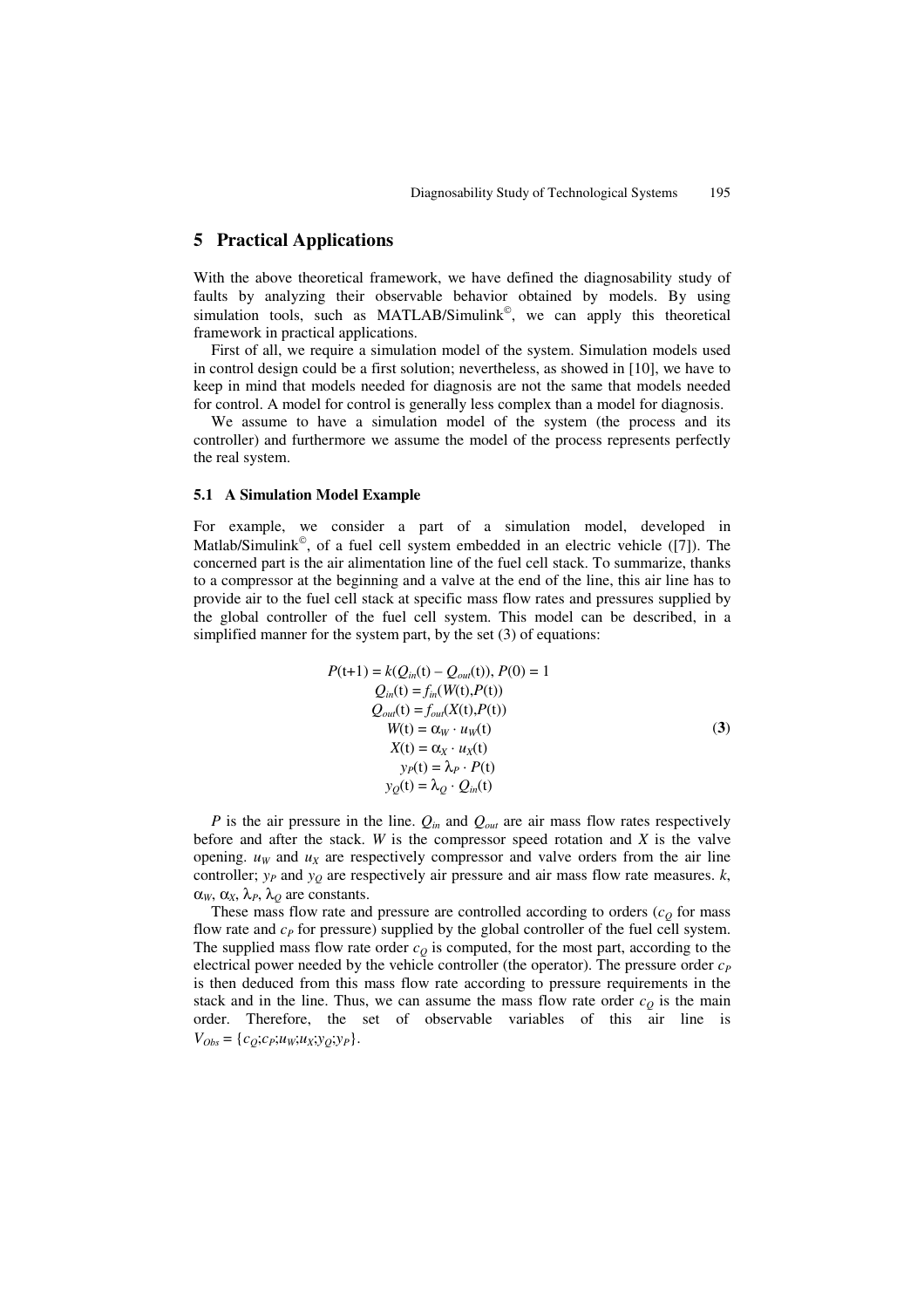## 5 Practical Applications

With the above theoretical framework, we have defined the diagnosability study of faults by analyzing their observable behavior obtained by models. By using simulation tools, such as MATLAB/Simulink©, we can apply this theoretical framework in practical applications.

First of all, we require a simulation model of the system. Simulation models used in control design could be a first solution; nevertheless, as showed in [10], we have to keep in mind that models needed for diagnosis are not the same that models needed for control. A model for control is generally less complex than a model for diagnosis.

We assume to have a simulation model of the system (the process and its controller) and furthermore we assume the model of the process represents perfectly the real system.

### 5.1 A Simulation Model Example

For example, we consider a part of a simulation model, developed in Matlab/Simulink©, of a fuel cell system embedded in an electric vehicle ([7]). The concerned part is the air alimentation line of the fuel cell stack. To summarize, thanks to a compressor at the beginning and a valve at the end of the line, this air line has to provide air to the fuel cell stack at specific mass flow rates and pressures supplied by the global controller of the fuel cell system. This model can be described, in a simplified manner for the system part, by the set (3) of equations:

$$
\begin{aligned}
P(t+1) &= k(Q_{in}(t) - Q_{out}(t)),\ P(0) = 1 \\
Q_{in}(t) &= f_{in}(W(t), P(t)) \\
Q_{out}(t) &= f_{out}(X(t), P(t)) \\
W(t) &= \alpha_W \cdot u_W(t) \\
X(t) &= \alpha_X \cdot u_X(t) \\
y_P(t) &= \lambda_P \cdot P(t) \\
y_Q(t) &= \lambda_Q \cdot Q_{in}(t)
\end{aligned}
\qquad (\mathbf{3})
$$

$P$ is the air pressure in the line. $Q_{in}$ and $Q_{out}$ are air mass flow rates respectively before and after the stack. $W$ is the compressor speed rotation and $X$ is the valve opening. $u_W$ and $u_X$ are respectively compressor and valve orders from the air line controller; $y_P$ and $y_Q$ are respectively air pressure and air mass flow rate measures. $k$, $\alpha_W$, $\alpha_X$, $\lambda_P$, $\lambda_Q$ are constants.

These mass flow rate and pressure are controlled according to orders ($c_Q$ for mass flow rate and $c_P$ for pressure) supplied by the global controller of the fuel cell system. The supplied mass flow rate order $c_Q$ is computed, for the most part, according to the electrical power needed by the vehicle controller (the operator). The pressure order $c_P$ is then deduced from this mass flow rate according to pressure requirements in the stack and in the line. Thus, we can assume the mass flow rate order $c_Q$ is the main order. Therefore, the set of observable variables of this air line is $V_{Obs} = \{c_Q; c_P; u_W; u_X; y_Q; y_P\}$.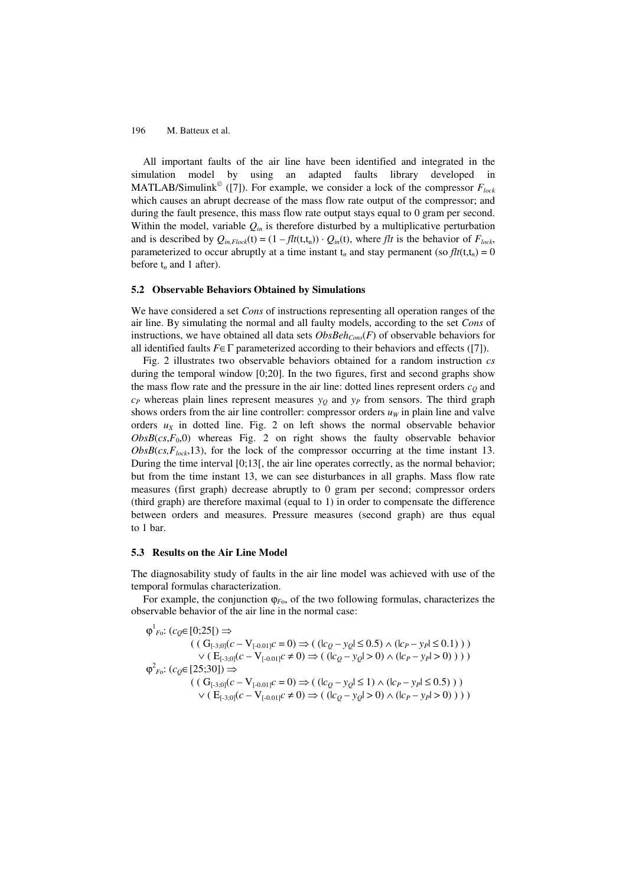All important faults of the air line have been identified and integrated in the simulation model by using an adapted faults library developed in MATLAB/Simulink© ([7]). For example, we consider a lock of the compressor $F_{lock}$ which causes an abrupt decrease of the mass flow rate output of the compressor; and during the fault presence, this mass flow rate output stays equal to 0 gram per second. Within the model, variable $Q_{in}$ is therefore disturbed by a multiplicative perturbation and is described by $Q_{in,Flock}(t) = (1 - flt(t,t_n)) \cdot Q_{in}(t)$, where *flt* is the behavior of $F_{lock}$, parameterized to occur abruptly at a time instant $t_n$ and stay permanent (so $flt(t,t_n) = 0$ before $t_n$ and 1 after).

### 5.2 Observable Behaviors Obtained by Simulations

We have considered a set *Cons* of instructions representing all operation ranges of the air line. By simulating the normal and all faulty models, according to the set *Cons* of instructions, we have obtained all data sets $ObsBeh_{Cons}(F)$ of observable behaviors for all identified faults $F \in \Gamma$ parameterized according to their behaviors and effects ([7]).

Fig. 2 illustrates two observable behaviors obtained for a random instruction *cs* during the temporal window [0;20]. In the two figures, first and second graphs show the mass flow rate and the pressure in the air line: dotted lines represent orders $c_Q$ and $c_P$ whereas plain lines represent measures $y_Q$ and $y_P$ from sensors. The third graph shows orders from the air line controller: compressor orders $u_W$ in plain line and valve orders $u_X$ in dotted line. Fig. 2 on left shows the normal observable behavior $ObsB(cs,F_0,0)$ whereas Fig. 2 on right shows the faulty observable behavior $ObsB(cs,F_{lock},13)$, for the lock of the compressor occurring at the time instant 13. During the time interval [0;13[, the air line operates correctly, as the normal behavior; but from the time instant 13, we can see disturbances in all graphs. Mass flow rate measures (first graph) decrease abruptly to 0 gram per second; compressor orders (third graph) are therefore maximal (equal to 1) in order to compensate the difference between orders and measures. Pressure measures (second graph) are thus equal to 1 bar.

### 5.3 Results on the Air Line Model

The diagnosability study of faults in the air line model was achieved with use of the temporal formulas characterization.

For example, the conjunction $\varphi_{F_0}$, of the two following formulas, characterizes the observable behavior of the air line in the normal case:

$$
\begin{aligned}
\varphi^1_{F_0}: (c_Q \in [0;25[) \Rightarrow\; & (\, (\, G_{[-3;0]}(c - V_{[-0.01]}c = 0) \Rightarrow (\, (|c_Q - y_Q| \leq 0.5) \wedge (|c_P - y_P| \leq 0.1)\, )\, ) \\
& \vee (\, E_{[-3;0]}(c - V_{[-0.01]}c \neq 0) \Rightarrow (\, (|c_Q - y_Q| > 0) \wedge (|c_P - y_P| > 0)\, )\, )\, ) \\
\varphi^2_{F_0}: (c_Q \in [25;30]) \Rightarrow\; & (\, (\, G_{[-3;0]}(c - V_{[-0.01]}c = 0) \Rightarrow (\, (|c_Q - y_Q| \leq 1) \wedge (|c_P - y_P| \leq 0.5)\, )\, ) \\
& \vee (\, E_{[-3;0]}(c - V_{[-0.01]}c \neq 0) \Rightarrow (\, (|c_Q - y_Q| > 0) \wedge (|c_P - y_P| > 0)\, )\, )\, )
\end{aligned}
$$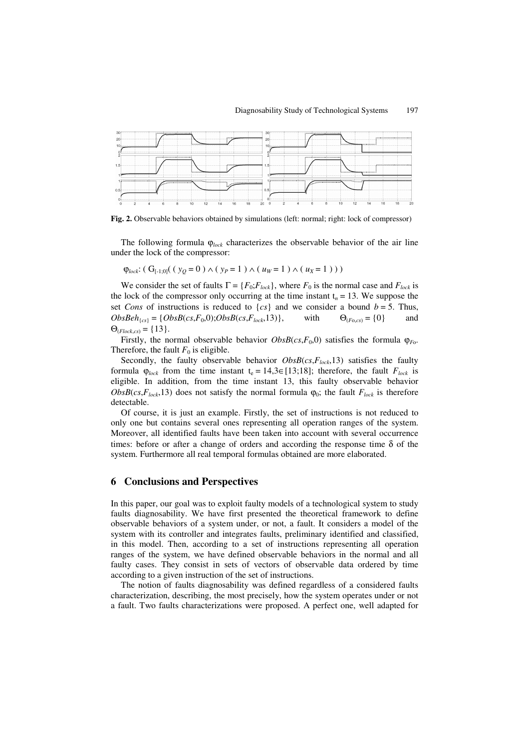**Fig. 2.** Observable behaviors obtained by simulations (left: normal; right: lock of compressor)

The following formula $\varphi_{lock}$ characterizes the observable behavior of the air line under the lock of the compressor:

$$\varphi_{lock}: ( G_{[-1;0]}( ( y_Q = 0 ) \wedge ( y_P = 1 ) \wedge ( u_W = 1 ) \wedge ( u_X = 1 ) ) )$$

We consider the set of faults $\Gamma = \{F_0;F_{lock}\}$, where $F_0$ is the normal case and $F_{lock}$ is the lock of the compressor only occurring at the time instant $t_n = 13$. We suppose the set *Cons* of instructions is reduced to $\{cs\}$ and we consider a bound $b = 5$. Thus, $ObsBeh_{\{cs\}} = \{ObsB(cs,F_0,0);ObsB(cs,F_{lock},13)\}$, with $\Theta_{(F_0,cs)} = \{0\}$ and $\Theta_{(Flock,cs)} = \{13\}$.

Firstly, the normal observable behavior $ObsB(cs,F_0,0)$ satisfies the formula $\varphi_{F_0}$. Therefore, the fault $F_0$ is eligible.

Secondly, the faulty observable behavior $ObsB(cs,F_{lock},13)$ satisfies the faulty formula $\varphi_{lock}$ from the time instant $t_e = 14{,}3 \in [13;18]$; therefore, the fault $F_{lock}$ is eligible. In addition, from the time instant 13, this faulty observable behavior $ObsB(cs,F_{lock},13)$ does not satisfy the normal formula $\varphi_0$; the fault $F_{lock}$ is therefore detectable.

Of course, it is just an example. Firstly, the set of instructions is not reduced to only one but contains several ones representing all operation ranges of the system. Moreover, all identified faults have been taken into account with several occurrence times: before or after a change of orders and according the response time $\delta$ of the system. Furthermore all real temporal formulas obtained are more elaborated.

## 6 Conclusions and Perspectives

In this paper, our goal was to exploit faulty models of a technological system to study faults diagnosability. We have first presented the theoretical framework to define observable behaviors of a system under, or not, a fault. It considers a model of the system with its controller and integrates faults, preliminary identified and classified, in this model. Then, according to a set of instructions representing all operation ranges of the system, we have defined observable behaviors in the normal and all faulty cases. They consist in sets of vectors of observable data ordered by time according to a given instruction of the set of instructions.

The notion of faults diagnosability was defined regardless of a considered faults characterization, describing, the most precisely, how the system operates under or not a fault. Two faults characterizations were proposed. A perfect one, well adapted for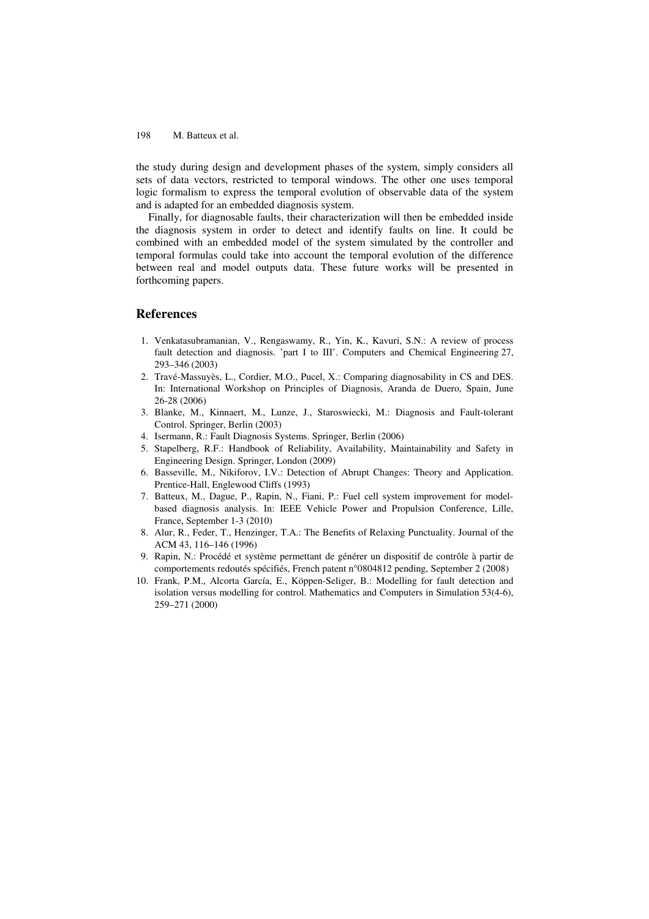the study during design and development phases of the system, simply considers all sets of data vectors, restricted to temporal windows. The other one uses temporal logic formalism to express the temporal evolution of observable data of the system and is adapted for an embedded diagnosis system.

Finally, for diagnosable faults, their characterization will then be embedded inside the diagnosis system in order to detect and identify faults on line. It could be combined with an embedded model of the system simulated by the controller and temporal formulas could take into account the temporal evolution of the difference between real and model outputs data. These future works will be presented in forthcoming papers.

## References

1. Venkatasubramanian, V., Rengaswamy, R., Yin, K., Kavuri, S.N.: A review of process fault detection and diagnosis. 'part I to III'. Computers and Chemical Engineering 27, 293–346 (2003)
2. Travé-Massuyès, L., Cordier, M.O., Pucel, X.: Comparing diagnosability in CS and DES. In: International Workshop on Principles of Diagnosis, Aranda de Duero, Spain, June 26-28 (2006)
3. Blanke, M., Kinnaert, M., Lunze, J., Staroswiecki, M.: Diagnosis and Fault-tolerant Control. Springer, Berlin (2003)
4. Isermann, R.: Fault Diagnosis Systems. Springer, Berlin (2006)
5. Stapelberg, R.F.: Handbook of Reliability, Availability, Maintainability and Safety in Engineering Design. Springer, London (2009)
6. Basseville, M., Nikiforov, I.V.: Detection of Abrupt Changes: Theory and Application. Prentice-Hall, Englewood Cliffs (1993)
7. Batteux, M., Dague, P., Rapin, N., Fiani, P.: Fuel cell system improvement for model-based diagnosis analysis. In: IEEE Vehicle Power and Propulsion Conference, Lille, France, September 1-3 (2010)
8. Alur, R., Feder, T., Henzinger, T.A.: The Benefits of Relaxing Punctuality. Journal of the ACM 43, 116–146 (1996)
9. Rapin, N.: Procédé et système permettant de générer un dispositif de contrôle à partir de comportements redoutés spécifiés, French patent n°0804812 pending, September 2 (2008)
10. Frank, P.M., Alcorta García, E., Köppen-Seliger, B.: Modelling for fault detection and isolation versus modelling for control. Mathematics and Computers in Simulation 53(4-6), 259–271 (2000)